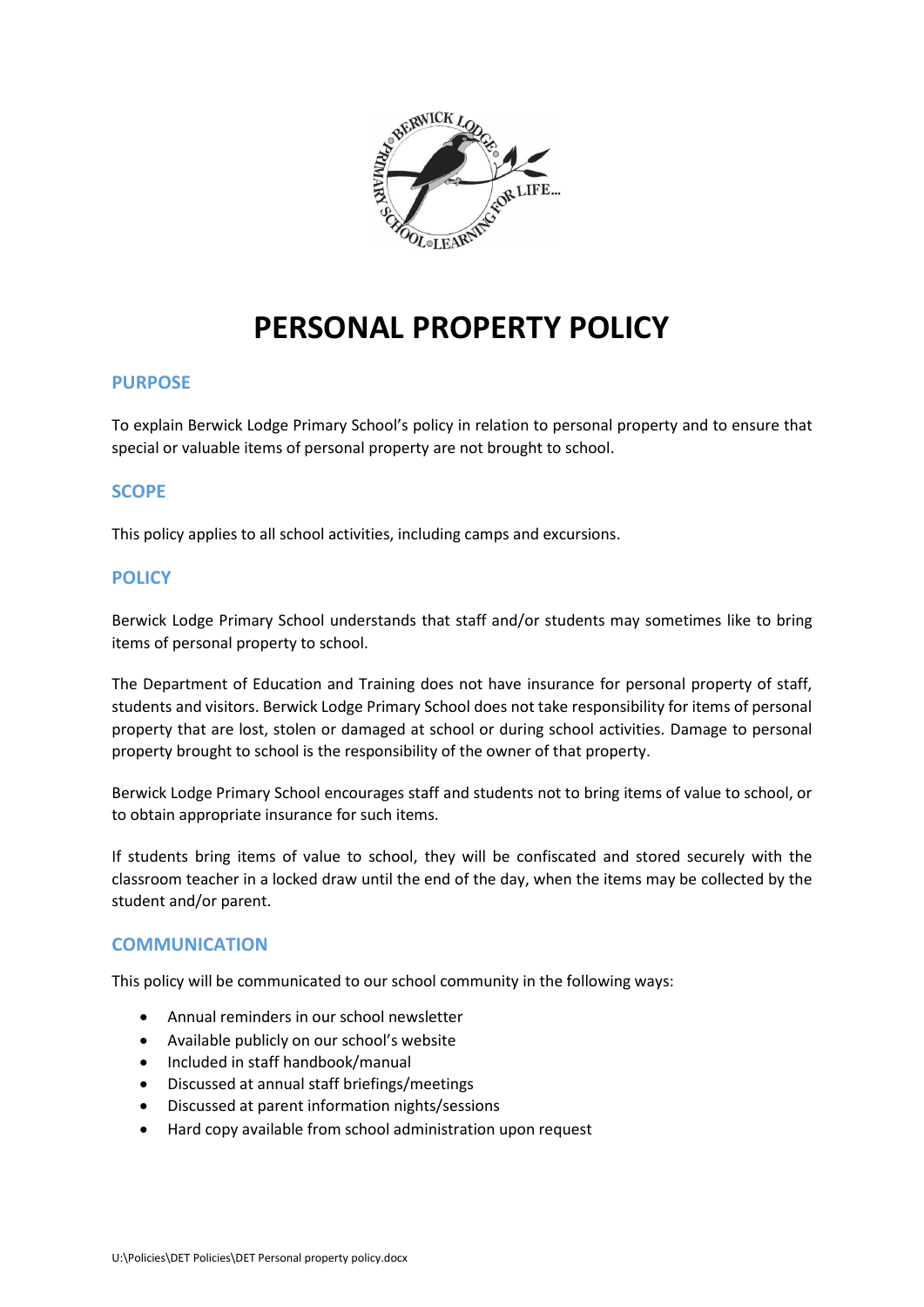# PERSONAL PROPERTY POLICY

## PURPOSE

To explain Berwick Lodge Primary School's policy in relation to personal property and to ensure that special or valuable items of personal property are not brought to school.

## SCOPE

This policy applies to all school activities, including camps and excursions.

## POLICY

Berwick Lodge Primary School understands that staff and/or students may sometimes like to bring items of personal property to school.

The Department of Education and Training does not have insurance for personal property of staff, students and visitors. Berwick Lodge Primary School does not take responsibility for items of personal property that are lost, stolen or damaged at school or during school activities. Damage to personal property brought to school is the responsibility of the owner of that property.

Berwick Lodge Primary School encourages staff and students not to bring items of value to school, or to obtain appropriate insurance for such items.

If students bring items of value to school, they will be confiscated and stored securely with the classroom teacher in a locked draw until the end of the day, when the items may be collected by the student and/or parent.

## COMMUNICATION

This policy will be communicated to our school community in the following ways:

- Annual reminders in our school newsletter
- Available publicly on our school's website
- Included in staff handbook/manual
- Discussed at annual staff briefings/meetings
- Discussed at parent information nights/sessions
- Hard copy available from school administration upon request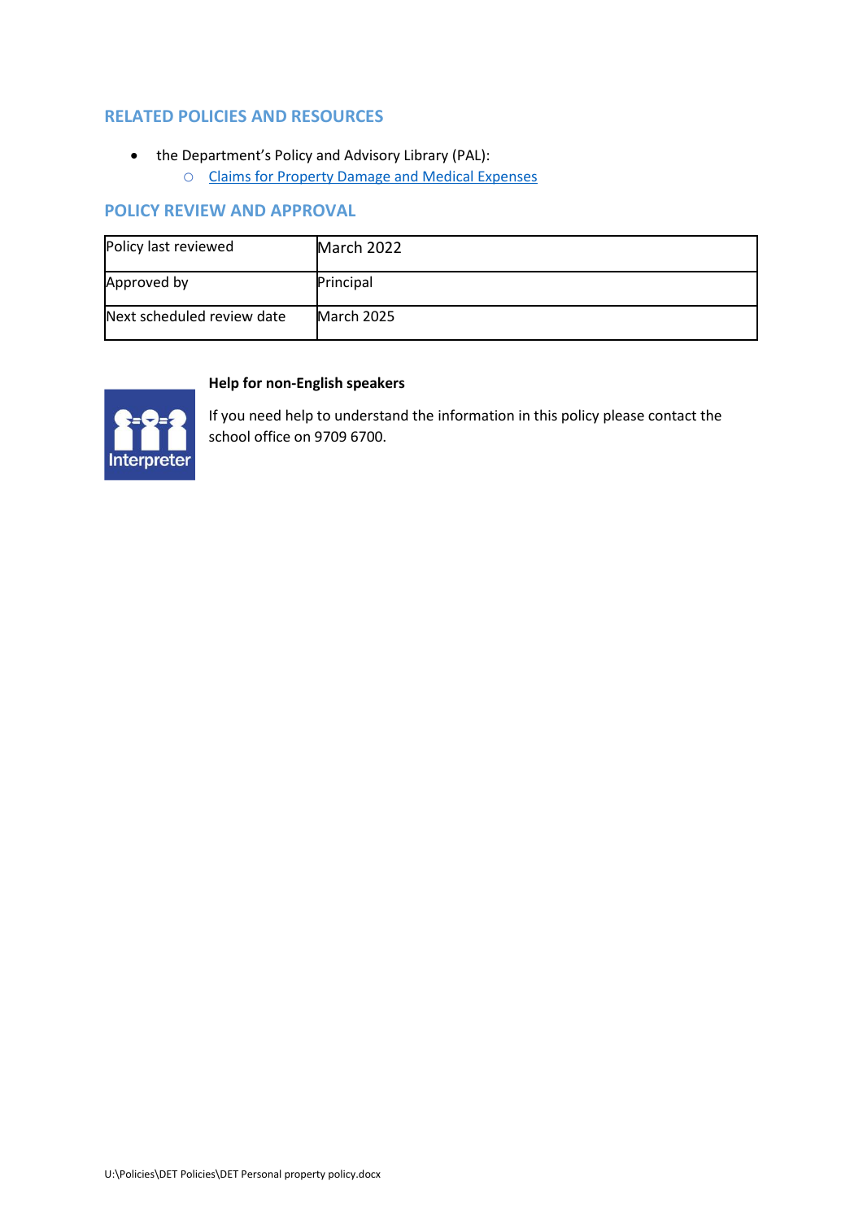## RELATED POLICIES AND RESOURCES

- the Department's Policy and Advisory Library (PAL):
  - Claims for Property Damage and Medical Expenses

## POLICY REVIEW AND APPROVAL

| | |
|---|---|
| Policy last reviewed | March 2022 |
| Approved by | Principal |
| Next scheduled review date | March 2025 |

**Help for non-English speakers**

If you need help to understand the information in this policy please contact the school office on 9709 6700.